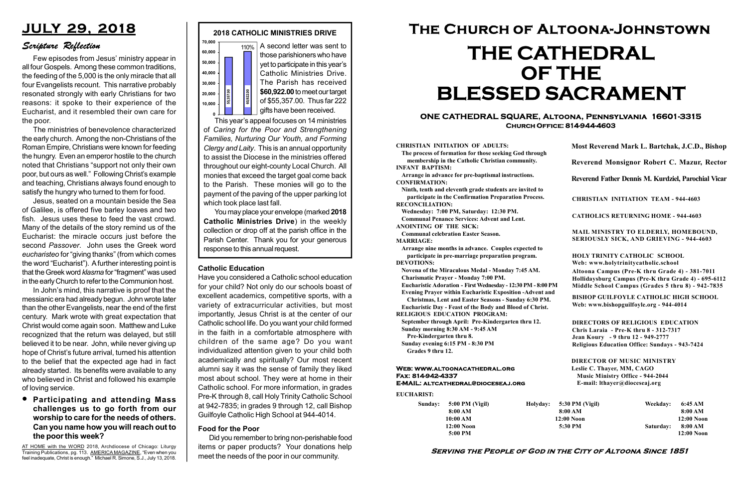# JULY 29, 2018

## Scripture Reflection

Few episodes from Jesus' ministry appear in all four Gospels. Among these common traditions, the feeding of the 5,000 is the only miracle that all four Evangelists recount. This narrative probably resonated strongly with early Christians for two reasons: it spoke to their experience of the Eucharist, and it resembled their own care for the poor.

The ministries of benevolence characterized the early church. Among the non-Christians of the Roman Empire, Christians were known for feeding the hungry. Even an emperor hostile to the church noted that Christians "support not only their own poor, but ours as well." Following Christ's example and teaching, Christians always found enough to satisfy the hungry who turned to them for food.

Jesus, seated on a mountain beside the Sea of Galilee, is offered five barley loaves and two fish. Jesus uses these to feed the vast crowd. Many of the details of the story remind us of the Eucharist: the miracle occurs just before the second *Passover*. John uses the Greek word *eucharisteo* for "giving thanks" (from which comes the word "Eucharist"). A further interesting point is that the Greek word *klasma* for "fragment" was used in the early Church to refer to the Communion host.

In John's mind, this narrative is proof that the messianic era had already begun. John wrote later than the other Evangelists, near the end of the first century. Mark wrote with great expectation that Christ would come again soon. Matthew and Luke recognized that the return was delayed, but still believed it to be near. John, while never giving up hope of Christ's future arrival, turned his attention to the belief that the expected age had in fact already started. Its benefits were available to any who believed in Christ and followed his example of loving service.

- **Participating and attending Mass challenges us to go forth from our worship to care for the needs of others. Can you name how you will reach out to the poor this week?**

AT HOME with the WORD 2018, Archdiocese of Chicago: Liturgy Training Publications, pg. 113. AMERICA MAGAZINE, "Even when you feel inadequate, Christ is enough." Michael R. Simone, S.J., July 13, 2018.

## 2018 CATHOLIC MINISTRIES DRIVE

| | Target | Received |
|---|---|---|
| Amount | 55357.00 | 60922.00 (110%) |

A second letter was sent to those parishioners who have yet to participate in this year's Catholic Ministries Drive. The Parish has received **$60,922.00** to meet our target of $55,357.00. Thus far 222 gifts have been received.

This year's appeal focuses on 14 ministries of *Caring for the Poor and Strengthening Families, Nurturing Our Youth, and Forming Clergy and Laity*. This is an annual opportunity to assist the Diocese in the ministries offered throughout our eight-county Local Church. All monies that exceed the target goal come back to the Parish. These monies will go to the payment of the paving of the upper parking lot which took place last fall.

You may place your envelope (marked **2018 Catholic Ministries Drive**) in the weekly collection or drop off at the parish office in the Parish Center. Thank you for your generous response to this annual request.

### Catholic Education

Have you considered a Catholic school education for your child? Not only do our schools boast of excellent academics, competitive sports, with a variety of extracurricular activities, but most importantly, Jesus Christ is at the center of our Catholic school life. Do you want your child formed in the faith in a comfortable atmosphere with children of the same age? Do you want individualized attention given to your child both academically and spiritually? Our most recent alumni say it was the sense of family they liked most about school. They were at home in their Catholic school. For more information, in grades Pre-K through 8, call Holy Trinity Catholic School at 942-7835; in grades 9 through 12, call Bishop Guilfoyle Catholic High School at 944-4014.

### Food for the Poor

Did you remember to bring non-perishable food items or paper products? Your donations help meet the needs of the poor in our community.

# The Church of Altoona-Johnstown

# THE CATHEDRAL OF THE BLESSED SACRAMENT

## ONE CATHEDRAL SQUARE, Altoona, Pennsylvania 16601-3315
**Church Office: 814-944-4603**

**CHRISTIAN INITIATION OF ADULTS:**
The process of formation for those seeking God through membership in the Catholic Christian community.

**INFANT BAPTISM:**
Arrange in advance for pre-baptismal instructions.

**CONFIRMATION:**
Ninth, tenth and eleventh grade students are invited to participate in the Confirmation Preparation Process.

**RECONCILIATION:**
Wednesday: 7:00 PM, Saturday: 12:30 PM.
Communal Penance Services: Advent and Lent.

**ANOINTING OF THE SICK:**
Communal celebration Easter Season.

**MARRIAGE:**
Arrange nine months in advance. Couples expected to participate in pre-marriage preparation program.

**DEVOTIONS:**
Novena of the Miraculous Medal - Monday 7:45 AM.
Charismatic Prayer - Monday 7:00 PM.
Eucharistic Adoration - First Wednesday - 12:30 PM - 8:00 PM
Evening Prayer within Eucharistic Exposition -Advent and Christmas, Lent and Easter Seasons - Sunday 6:30 PM.
Eucharistic Day - Feast of the Body and Blood of Christ.

**RELIGIOUS EDUCATION PROGRAM:**
September through April: Pre-Kindergarten thru 12.
Sunday morning 8:30 AM - 9:45 AM
Pre-Kindergarten thru 8.
Sunday evening 6:15 PM - 8:30 PM
Grades 9 thru 12.

**Most Reverend Mark L. Bartchak, J.C.D., Bishop**

**Reverend Monsignor Robert C. Mazur, Rector**

**Reverend Father Dennis M. Kurdziel, Parochial Vicar**

CHRISTIAN INITIATION TEAM - 944-4603

CATHOLICS RETURNING HOME - 944-4603

MAIL MINISTRY TO ELDERLY, HOMEBOUND, SERIOUSLY SICK, AND GRIEVING - 944-4603

HOLY TRINITY CATHOLIC SCHOOL
Web: www.holytrinitycatholic.school
Altoona Campus (Pre-K thru Grade 4) - 381-7011
Hollidaysburg Campus (Pre-K thru Grade 4) - 695-6112
Middle School Campus (Grades 5 thru 8) - 942-7835

BISHOP GUILFOYLE CATHOLIC HIGH SCHOOL
Web: www.bishopguilfoyle.org - 944-4014

DIRECTORS OF RELIGIOUS EDUCATION
Chris Laraia - Pre-K thru 8 - 312-7317
Jean Koury - 9 thru 12 - 949-2777
Religious Education Office: Sundays - 943-7424

DIRECTOR OF MUSIC MINISTRY
Leslie C. Thayer, MM, CAGO
Music Ministry Office - 944-2044
E-mail: lthayer@dioceseaj.org

**Web: www.altoonacathedral.org**
**Fax: 814-942-4337**
**E-MAIL: altcathedral@dioceseaj.org**

**EUCHARIST:**

| | | | | | |
|---|---|---|---|---|---|
| Sunday: | 5:00 PM (Vigil) | Holyday: | 5:30 PM (Vigil) | Weekday: | 6:45 AM |
| | 8:00 AM | | 8:00 AM | | 8:00 AM |
| | 10:00 AM | | 12:00 Noon | | 12:00 Noon |
| | 12:00 Noon | | 5:30 PM | Saturday: | 8:00 AM |
| | 5:00 PM | | | | 12:00 Noon |

**Serving the People of God in the City of Altoona Since 1851**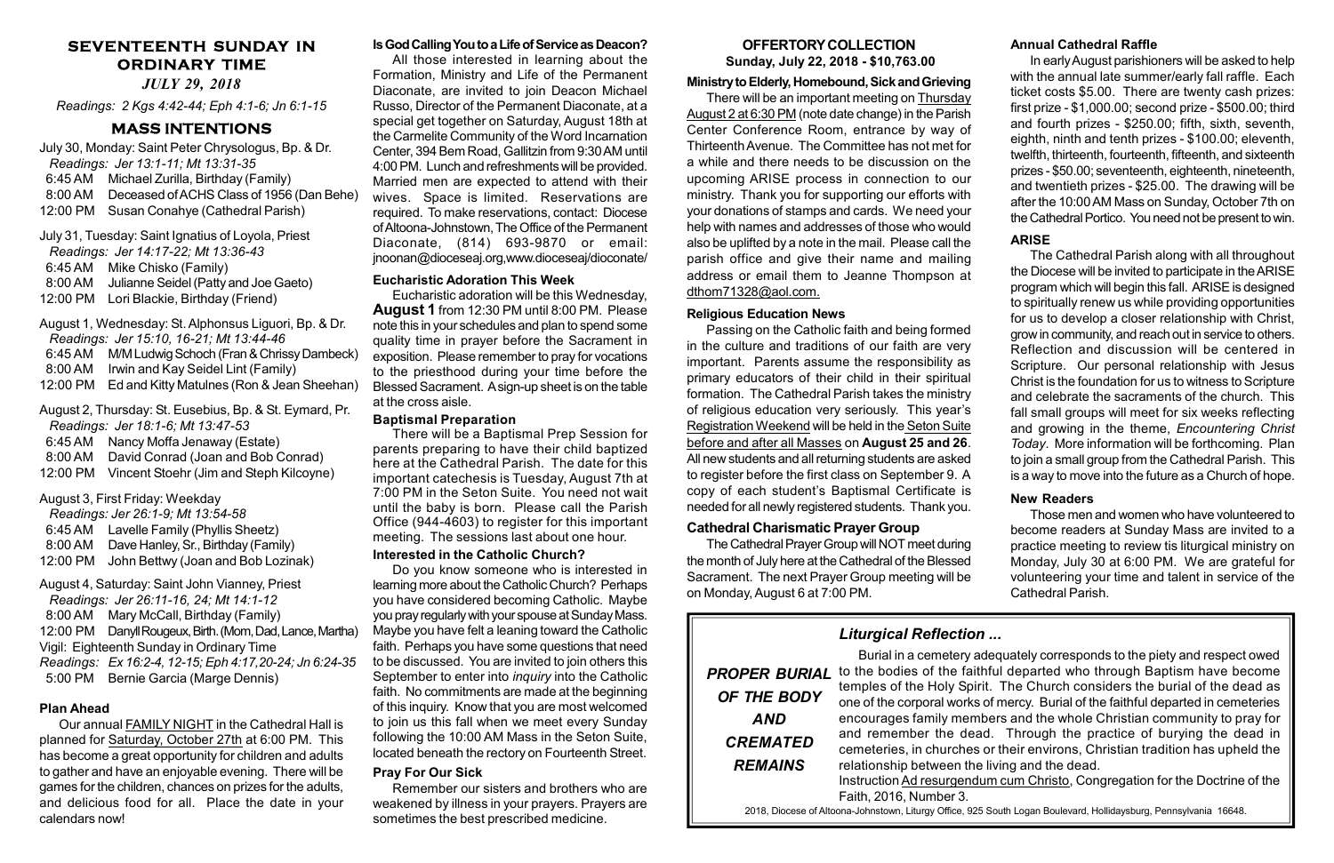# SEVENTEENTH SUNDAY IN ORDINARY TIME

*JULY 29, 2018*

*Readings: 2 Kgs 4:42-44; Eph 4:1-6; Jn 6:1-15*

## MASS INTENTIONS

July 30, Monday: Saint Peter Chrysologus, Bp. & Dr.
*Readings: Jer 13:1-11; Mt 13:31-35*
6:45 AM Michael Zurilla, Birthday (Family)
8:00 AM Deceased of ACHS Class of 1956 (Dan Behe)
12:00 PM Susan Conahye (Cathedral Parish)

July 31, Tuesday: Saint Ignatius of Loyola, Priest
*Readings: Jer 14:17-22; Mt 13:36-43*
6:45 AM Mike Chisko (Family)
8:00 AM Julianne Seidel (Patty and Joe Gaeto)
12:00 PM Lori Blackie, Birthday (Friend)

August 1, Wednesday: St. Alphonsus Liguori, Bp. & Dr.
*Readings: Jer 15:10, 16-21; Mt 13:44-46*
6:45 AM M/M Ludwig Schoch (Fran & Chrissy Dambeck)
8:00 AM Irwin and Kay Seidel Lint (Family)
12:00 PM Ed and Kitty Matulnes (Ron & Jean Sheehan)

August 2, Thursday: St. Eusebius, Bp. & St. Eymard, Pr.
*Readings: Jer 18:1-6; Mt 13:47-53*
6:45 AM Nancy Moffa Jenaway (Estate)
8:00 AM David Conrad (Joan and Bob Conrad)
12:00 PM Vincent Stoehr (Jim and Steph Kilcoyne)

August 3, First Friday: Weekday
*Readings: Jer 26:1-9; Mt 13:54-58*
6:45 AM Lavelle Family (Phyllis Sheetz)
8:00 AM Dave Hanley, Sr., Birthday (Family)
12:00 PM John Bettwy (Joan and Bob Lozinak)

August 4, Saturday: Saint John Vianney, Priest
*Readings: Jer 26:11-16, 24; Mt 14:1-12*
8:00 AM Mary McCall, Birthday (Family)
12:00 PM Danyll Rougeux, Birth. (Mom, Dad, Lance, Martha)
Vigil: Eighteenth Sunday in Ordinary Time
*Readings: Ex 16:2-4, 12-15; Eph 4:17,20-24; Jn 6:24-35*
5:00 PM Bernie Garcia (Marge Dennis)

### Plan Ahead

Our annual FAMILY NIGHT in the Cathedral Hall is planned for Saturday, October 27th at 6:00 PM. This has become a great opportunity for children and adults to gather and have an enjoyable evening. There will be games for the children, chances on prizes for the adults, and delicious food for all. Place the date in your calendars now!

### Is God Calling You to a Life of Service as Deacon?

All those interested in learning about the Formation, Ministry and Life of the Permanent Diaconate, are invited to join Deacon Michael Russo, Director of the Permanent Diaconate, at a special get together on Saturday, August 18th at the Carmelite Community of the Word Incarnation Center, 394 Bem Road, Gallitzin from 9:30 AM until 4:00 PM. Lunch and refreshments will be provided. Married men are expected to attend with their wives. Space is limited. Reservations are required. To make reservations, contact: Diocese of Altoona-Johnstown, The Office of the Permanent Diaconate, (814) 693-9870 or email: jnoonan@dioceseaj.org,www.dioceseaj/dioconate/

### Eucharistic Adoration This Week

Eucharistic adoration will be this Wednesday, **August 1** from 12:30 PM until 8:00 PM. Please note this in your schedules and plan to spend some quality time in prayer before the Sacrament in exposition. Please remember to pray for vocations to the priesthood during your time before the Blessed Sacrament. A sign-up sheet is on the table at the cross aisle.

### Baptismal Preparation

There will be a Baptismal Prep Session for parents preparing to have their child baptized here at the Cathedral Parish. The date for this important catechesis is Tuesday, August 7th at 7:00 PM in the Seton Suite. You need not wait until the baby is born. Please call the Parish Office (944-4603) to register for this important meeting. The sessions last about one hour.

### Interested in the Catholic Church?

Do you know someone who is interested in learning more about the Catholic Church? Perhaps you have considered becoming Catholic. Maybe you pray regularly with your spouse at Sunday Mass. Maybe you have felt a leaning toward the Catholic faith. Perhaps you have some questions that need to be discussed. You are invited to join others this September to enter into *inquiry* into the Catholic faith. No commitments are made at the beginning of this inquiry. Know that you are most welcomed to join us this fall when we meet every Sunday following the 10:00 AM Mass in the Seton Suite, located beneath the rectory on Fourteenth Street.

### Pray For Our Sick

Remember our sisters and brothers who are weakened by illness in your prayers. Prayers are sometimes the best prescribed medicine.

### OFFERTORY COLLECTION
**Sunday, July 22, 2018 - $10,763.00**

### Ministry to Elderly, Homebound, Sick and Grieving

There will be an important meeting on Thursday August 2 at 6:30 PM (note date change) in the Parish Center Conference Room, entrance by way of Thirteenth Avenue. The Committee has not met for a while and there needs to be discussion on the upcoming ARISE process in connection to our ministry. Thank you for supporting our efforts with your donations of stamps and cards. We need your help with names and addresses of those who would also be uplifted by a note in the mail. Please call the parish office and give their name and mailing address or email them to Jeanne Thompson at dthom71328@aol.com.

### Religious Education News

Passing on the Catholic faith and being formed in the culture and traditions of our faith are very important. Parents assume the responsibility as primary educators of their child in their spiritual formation. The Cathedral Parish takes the ministry of religious education very seriously. This year's Registration Weekend will be held in the Seton Suite before and after all Masses on **August 25 and 26**. All new students and all returning students are asked to register before the first class on September 9. A copy of each student's Baptismal Certificate is needed for all newly registered students. Thank you.

### Cathedral Charismatic Prayer Group

The Cathedral Prayer Group will NOT meet during the month of July here at the Cathedral of the Blessed Sacrament. The next Prayer Group meeting will be on Monday, August 6 at 7:00 PM.

### Annual Cathedral Raffle

In early August parishioners will be asked to help with the annual late summer/early fall raffle. Each ticket costs $5.00. There are twenty cash prizes: first prize - $1,000.00; second prize - $500.00; third and fourth prizes - $250.00; fifth, sixth, seventh, eighth, ninth and tenth prizes - $100.00; eleventh, twelfth, thirteenth, fourteenth, fifteenth, and sixteenth prizes - $50.00; seventeenth, eighteenth, nineteenth, and twentieth prizes - $25.00. The drawing will be after the 10:00 AM Mass on Sunday, October 7th on the Cathedral Portico. You need not be present to win.

### ARISE

The Cathedral Parish along with all throughout the Diocese will be invited to participate in the ARISE program which will begin this fall. ARISE is designed to spiritually renew us while providing opportunities for us to develop a closer relationship with Christ, grow in community, and reach out in service to others. Reflection and discussion will be centered in Scripture. Our personal relationship with Jesus Christ is the foundation for us to witness to Scripture and celebrate the sacraments of the church. This fall small groups will meet for six weeks reflecting and growing in the theme, *Encountering Christ Today*. More information will be forthcoming. Plan to join a small group from the Cathedral Parish. This is a way to move into the future as a Church of hope.

### New Readers

Those men and women who have volunteered to become readers at Sunday Mass are invited to a practice meeting to review tis liturgical ministry on Monday, July 30 at 6:00 PM. We are grateful for volunteering your time and talent in service of the Cathedral Parish.

## *Liturgical Reflection ...*

***PROPER BURIAL OF THE BODY AND CREMATED REMAINS***

Burial in a cemetery adequately corresponds to the piety and respect owed to the bodies of the faithful departed who through Baptism have become temples of the Holy Spirit. The Church considers the burial of the dead as one of the corporal works of mercy. Burial of the faithful departed in cemeteries encourages family members and the whole Christian community to pray for and remember the dead. Through the practice of burying the dead in cemeteries, in churches or their environs, Christian tradition has upheld the relationship between the living and the dead.
Instruction Ad resurgendum cum Christo, Congregation for the Doctrine of the Faith, 2016, Number 3.

2018, Diocese of Altoona-Johnstown, Liturgy Office, 925 South Logan Boulevard, Hollidaysburg, Pennsylvania 16648.